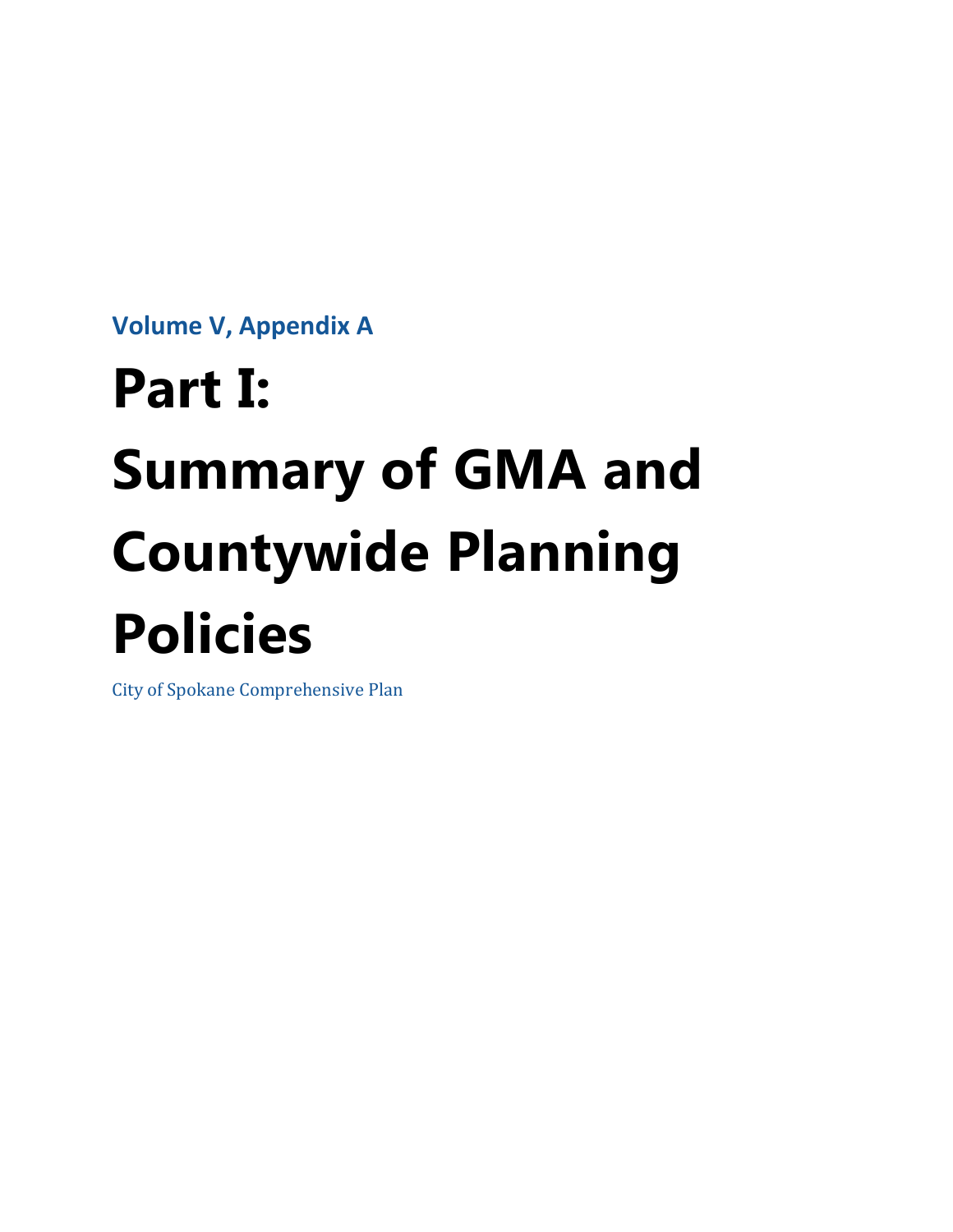**Volume V, Appendix A**

# Part I: Summary of GMA and Countywide Planning Policies

City of Spokane Comprehensive Plan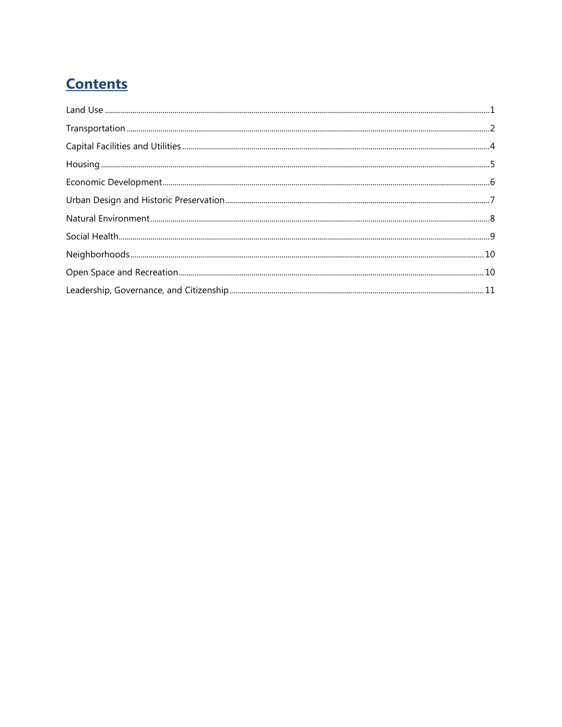# Contents

Land Use ........................................................................................................................................................................1

Transportation ...............................................................................................................................................................2

Capital Facilities and Utilities .........................................................................................................................................4

Housing .........................................................................................................................................................................5

Economic Development..................................................................................................................................................6

Urban Design and Historic Preservation ........................................................................................................................7

Natural Environment......................................................................................................................................................8

Social Health...................................................................................................................................................................9

Neighborhoods ............................................................................................................................................................10

Open Space and Recreation.........................................................................................................................................10

Leadership, Governance, and Citizenship ....................................................................................................................11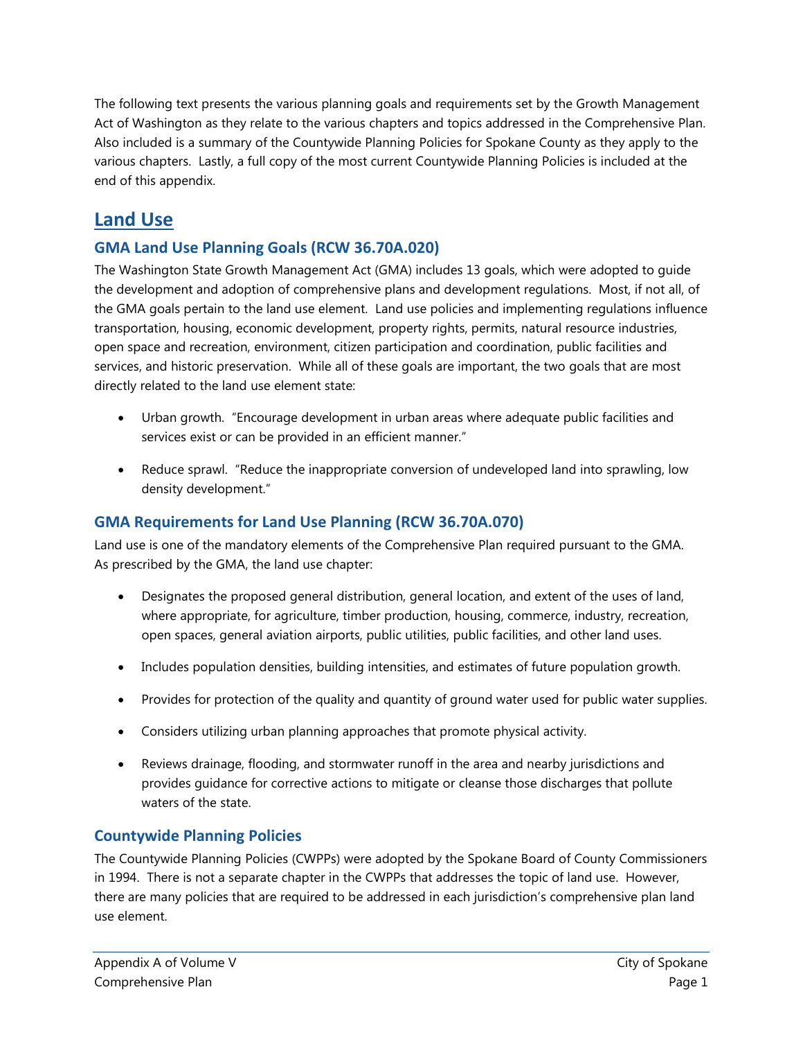The following text presents the various planning goals and requirements set by the Growth Management Act of Washington as they relate to the various chapters and topics addressed in the Comprehensive Plan. Also included is a summary of the Countywide Planning Policies for Spokane County as they apply to the various chapters. Lastly, a full copy of the most current Countywide Planning Policies is included at the end of this appendix.

# Land Use

## GMA Land Use Planning Goals (RCW 36.70A.020)

The Washington State Growth Management Act (GMA) includes 13 goals, which were adopted to guide the development and adoption of comprehensive plans and development regulations. Most, if not all, of the GMA goals pertain to the land use element. Land use policies and implementing regulations influence transportation, housing, economic development, property rights, permits, natural resource industries, open space and recreation, environment, citizen participation and coordination, public facilities and services, and historic preservation. While all of these goals are important, the two goals that are most directly related to the land use element state:

- Urban growth. "Encourage development in urban areas where adequate public facilities and services exist or can be provided in an efficient manner."
- Reduce sprawl. "Reduce the inappropriate conversion of undeveloped land into sprawling, low density development."

## GMA Requirements for Land Use Planning (RCW 36.70A.070)

Land use is one of the mandatory elements of the Comprehensive Plan required pursuant to the GMA. As prescribed by the GMA, the land use chapter:

- Designates the proposed general distribution, general location, and extent of the uses of land, where appropriate, for agriculture, timber production, housing, commerce, industry, recreation, open spaces, general aviation airports, public utilities, public facilities, and other land uses.
- Includes population densities, building intensities, and estimates of future population growth.
- Provides for protection of the quality and quantity of ground water used for public water supplies.
- Considers utilizing urban planning approaches that promote physical activity.
- Reviews drainage, flooding, and stormwater runoff in the area and nearby jurisdictions and provides guidance for corrective actions to mitigate or cleanse those discharges that pollute waters of the state.

## Countywide Planning Policies

The Countywide Planning Policies (CWPPs) were adopted by the Spokane Board of County Commissioners in 1994. There is not a separate chapter in the CWPPs that addresses the topic of land use. However, there are many policies that are required to be addressed in each jurisdiction's comprehensive plan land use element.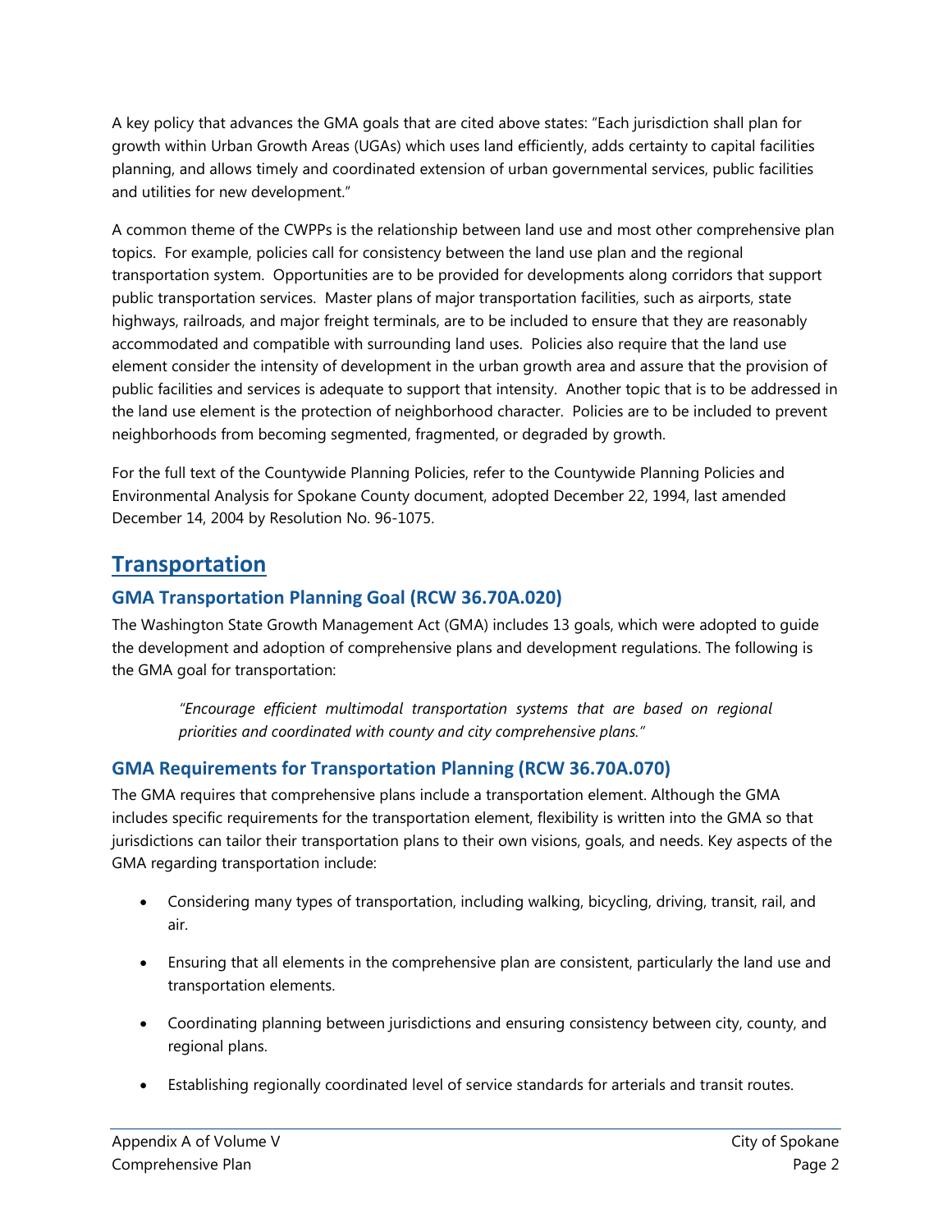A key policy that advances the GMA goals that are cited above states: "Each jurisdiction shall plan for growth within Urban Growth Areas (UGAs) which uses land efficiently, adds certainty to capital facilities planning, and allows timely and coordinated extension of urban governmental services, public facilities and utilities for new development."

A common theme of the CWPPs is the relationship between land use and most other comprehensive plan topics. For example, policies call for consistency between the land use plan and the regional transportation system. Opportunities are to be provided for developments along corridors that support public transportation services. Master plans of major transportation facilities, such as airports, state highways, railroads, and major freight terminals, are to be included to ensure that they are reasonably accommodated and compatible with surrounding land uses. Policies also require that the land use element consider the intensity of development in the urban growth area and assure that the provision of public facilities and services is adequate to support that intensity. Another topic that is to be addressed in the land use element is the protection of neighborhood character. Policies are to be included to prevent neighborhoods from becoming segmented, fragmented, or degraded by growth.

For the full text of the Countywide Planning Policies, refer to the Countywide Planning Policies and Environmental Analysis for Spokane County document, adopted December 22, 1994, last amended December 14, 2004 by Resolution No. 96-1075.

## Transportation

### GMA Transportation Planning Goal (RCW 36.70A.020)

The Washington State Growth Management Act (GMA) includes 13 goals, which were adopted to guide the development and adoption of comprehensive plans and development regulations. The following is the GMA goal for transportation:

> *"Encourage efficient multimodal transportation systems that are based on regional priorities and coordinated with county and city comprehensive plans."*

### GMA Requirements for Transportation Planning (RCW 36.70A.070)

The GMA requires that comprehensive plans include a transportation element. Although the GMA includes specific requirements for the transportation element, flexibility is written into the GMA so that jurisdictions can tailor their transportation plans to their own visions, goals, and needs. Key aspects of the GMA regarding transportation include:

- Considering many types of transportation, including walking, bicycling, driving, transit, rail, and air.
- Ensuring that all elements in the comprehensive plan are consistent, particularly the land use and transportation elements.
- Coordinating planning between jurisdictions and ensuring consistency between city, county, and regional plans.
- Establishing regionally coordinated level of service standards for arterials and transit routes.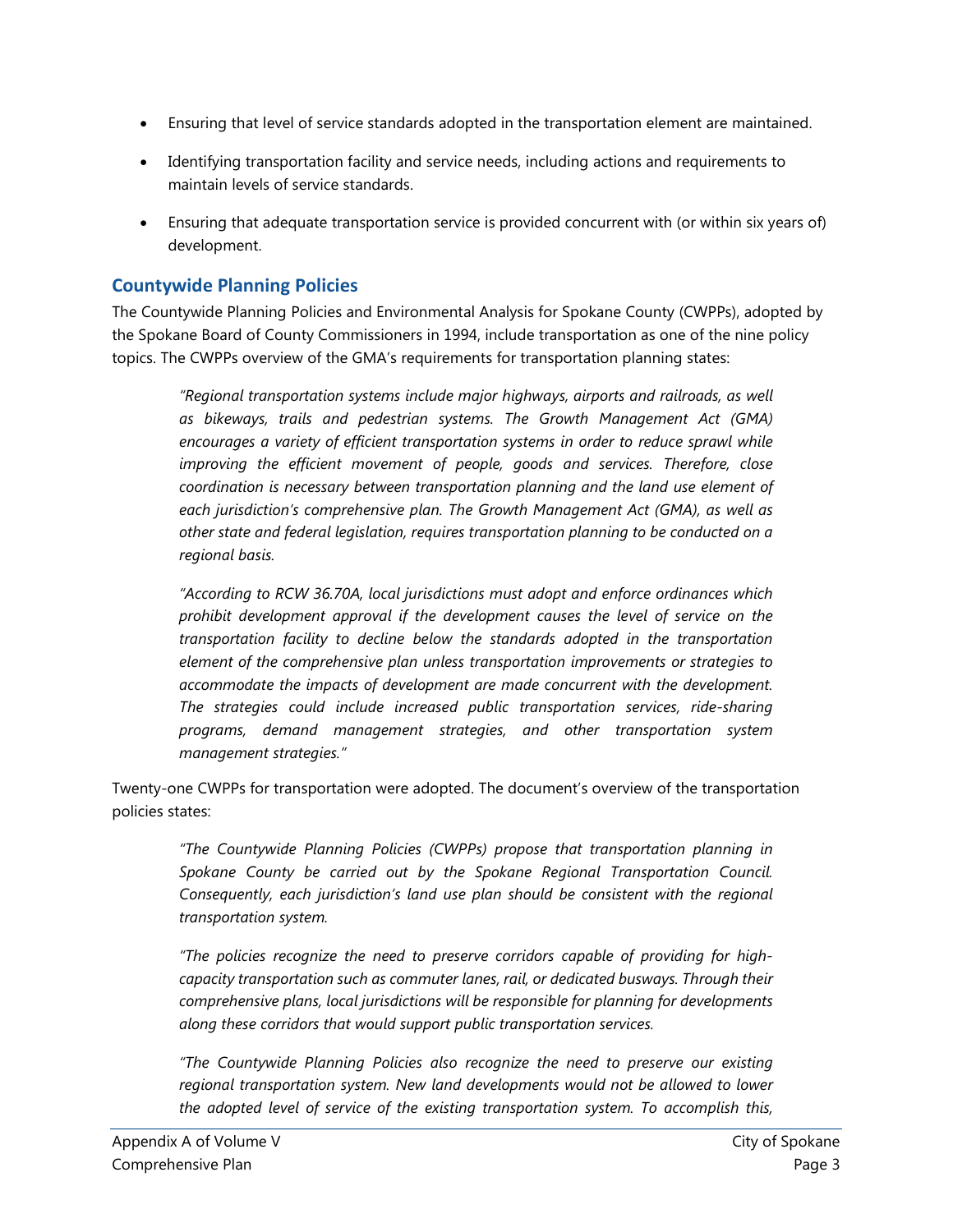- Ensuring that level of service standards adopted in the transportation element are maintained.
- Identifying transportation facility and service needs, including actions and requirements to maintain levels of service standards.
- Ensuring that adequate transportation service is provided concurrent with (or within six years of) development.

## Countywide Planning Policies

The Countywide Planning Policies and Environmental Analysis for Spokane County (CWPPs), adopted by the Spokane Board of County Commissioners in 1994, include transportation as one of the nine policy topics. The CWPPs overview of the GMA's requirements for transportation planning states:

> *"Regional transportation systems include major highways, airports and railroads, as well as bikeways, trails and pedestrian systems. The Growth Management Act (GMA) encourages a variety of efficient transportation systems in order to reduce sprawl while improving the efficient movement of people, goods and services. Therefore, close coordination is necessary between transportation planning and the land use element of each jurisdiction's comprehensive plan. The Growth Management Act (GMA), as well as other state and federal legislation, requires transportation planning to be conducted on a regional basis.*
>
> *"According to RCW 36.70A, local jurisdictions must adopt and enforce ordinances which prohibit development approval if the development causes the level of service on the transportation facility to decline below the standards adopted in the transportation element of the comprehensive plan unless transportation improvements or strategies to accommodate the impacts of development are made concurrent with the development. The strategies could include increased public transportation services, ride-sharing programs, demand management strategies, and other transportation system management strategies."*

Twenty-one CWPPs for transportation were adopted. The document's overview of the transportation policies states:

> *"The Countywide Planning Policies (CWPPs) propose that transportation planning in Spokane County be carried out by the Spokane Regional Transportation Council. Consequently, each jurisdiction's land use plan should be consistent with the regional transportation system.*
>
> *"The policies recognize the need to preserve corridors capable of providing for high-capacity transportation such as commuter lanes, rail, or dedicated busways. Through their comprehensive plans, local jurisdictions will be responsible for planning for developments along these corridors that would support public transportation services.*
>
> *"The Countywide Planning Policies also recognize the need to preserve our existing regional transportation system. New land developments would not be allowed to lower the adopted level of service of the existing transportation system. To accomplish this,*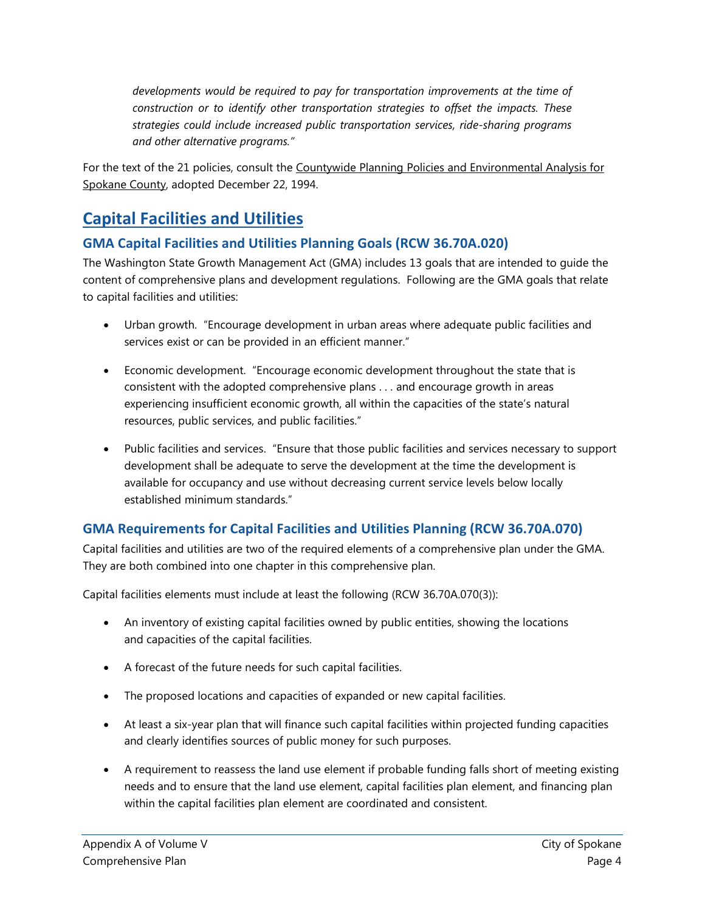*developments would be required to pay for transportation improvements at the time of construction or to identify other transportation strategies to offset the impacts. These strategies could include increased public transportation services, ride-sharing programs and other alternative programs."*

For the text of the 21 policies, consult the Countywide Planning Policies and Environmental Analysis for Spokane County, adopted December 22, 1994.

## Capital Facilities and Utilities

### GMA Capital Facilities and Utilities Planning Goals (RCW 36.70A.020)

The Washington State Growth Management Act (GMA) includes 13 goals that are intended to guide the content of comprehensive plans and development regulations. Following are the GMA goals that relate to capital facilities and utilities:

- Urban growth. "Encourage development in urban areas where adequate public facilities and services exist or can be provided in an efficient manner."
- Economic development. "Encourage economic development throughout the state that is consistent with the adopted comprehensive plans . . . and encourage growth in areas experiencing insufficient economic growth, all within the capacities of the state's natural resources, public services, and public facilities."
- Public facilities and services. "Ensure that those public facilities and services necessary to support development shall be adequate to serve the development at the time the development is available for occupancy and use without decreasing current service levels below locally established minimum standards."

### GMA Requirements for Capital Facilities and Utilities Planning (RCW 36.70A.070)

Capital facilities and utilities are two of the required elements of a comprehensive plan under the GMA. They are both combined into one chapter in this comprehensive plan.

Capital facilities elements must include at least the following (RCW 36.70A.070(3)):

- An inventory of existing capital facilities owned by public entities, showing the locations and capacities of the capital facilities.
- A forecast of the future needs for such capital facilities.
- The proposed locations and capacities of expanded or new capital facilities.
- At least a six-year plan that will finance such capital facilities within projected funding capacities and clearly identifies sources of public money for such purposes.
- A requirement to reassess the land use element if probable funding falls short of meeting existing needs and to ensure that the land use element, capital facilities plan element, and financing plan within the capital facilities plan element are coordinated and consistent.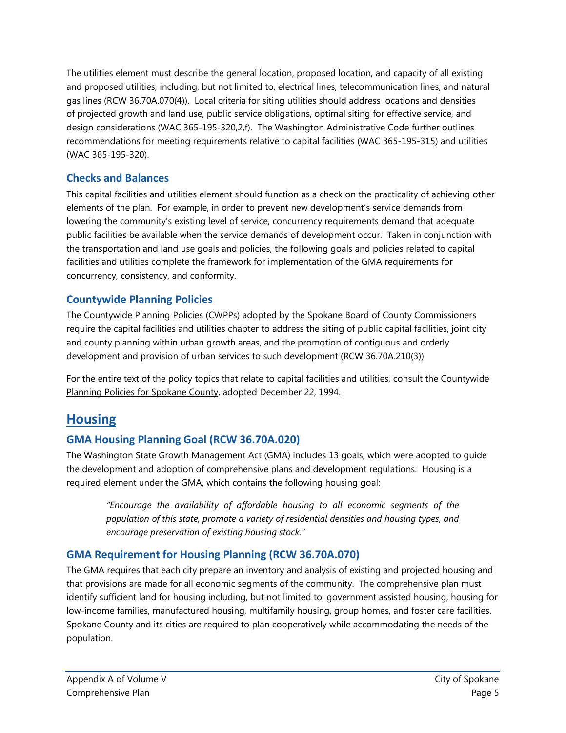The utilities element must describe the general location, proposed location, and capacity of all existing and proposed utilities, including, but not limited to, electrical lines, telecommunication lines, and natural gas lines (RCW 36.70A.070(4)). Local criteria for siting utilities should address locations and densities of projected growth and land use, public service obligations, optimal siting for effective service, and design considerations (WAC 365-195-320,2,f). The Washington Administrative Code further outlines recommendations for meeting requirements relative to capital facilities (WAC 365-195-315) and utilities (WAC 365-195-320).

### Checks and Balances

This capital facilities and utilities element should function as a check on the practicality of achieving other elements of the plan. For example, in order to prevent new development's service demands from lowering the community's existing level of service, concurrency requirements demand that adequate public facilities be available when the service demands of development occur. Taken in conjunction with the transportation and land use goals and policies, the following goals and policies related to capital facilities and utilities complete the framework for implementation of the GMA requirements for concurrency, consistency, and conformity.

### Countywide Planning Policies

The Countywide Planning Policies (CWPPs) adopted by the Spokane Board of County Commissioners require the capital facilities and utilities chapter to address the siting of public capital facilities, joint city and county planning within urban growth areas, and the promotion of contiguous and orderly development and provision of urban services to such development (RCW 36.70A.210(3)).

For the entire text of the policy topics that relate to capital facilities and utilities, consult the Countywide Planning Policies for Spokane County, adopted December 22, 1994.

## Housing

### GMA Housing Planning Goal (RCW 36.70A.020)

The Washington State Growth Management Act (GMA) includes 13 goals, which were adopted to guide the development and adoption of comprehensive plans and development regulations. Housing is a required element under the GMA, which contains the following housing goal:

> *"Encourage the availability of affordable housing to all economic segments of the population of this state, promote a variety of residential densities and housing types, and encourage preservation of existing housing stock."*

### GMA Requirement for Housing Planning (RCW 36.70A.070)

The GMA requires that each city prepare an inventory and analysis of existing and projected housing and that provisions are made for all economic segments of the community. The comprehensive plan must identify sufficient land for housing including, but not limited to, government assisted housing, housing for low-income families, manufactured housing, multifamily housing, group homes, and foster care facilities. Spokane County and its cities are required to plan cooperatively while accommodating the needs of the population.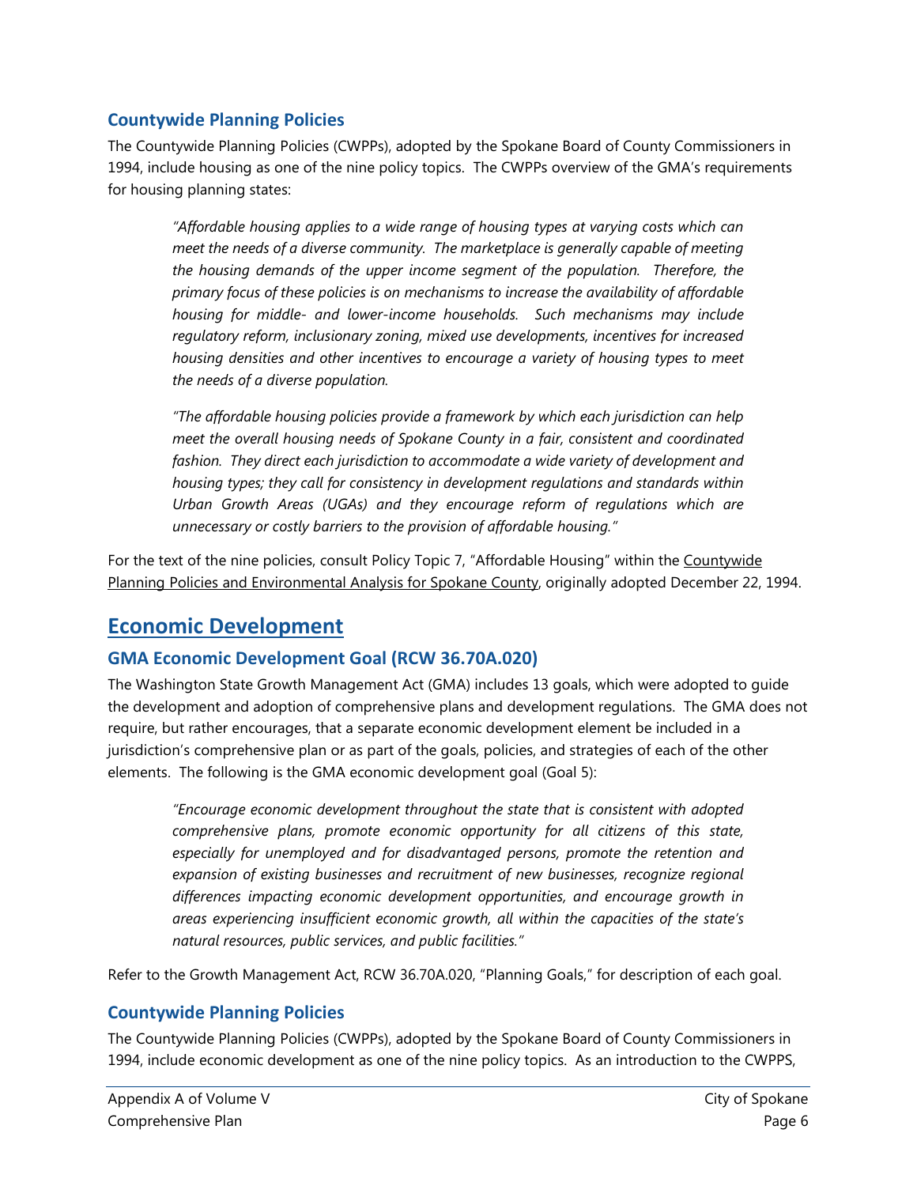### Countywide Planning Policies

The Countywide Planning Policies (CWPPs), adopted by the Spokane Board of County Commissioners in 1994, include housing as one of the nine policy topics. The CWPPs overview of the GMA's requirements for housing planning states:

> *"Affordable housing applies to a wide range of housing types at varying costs which can meet the needs of a diverse community. The marketplace is generally capable of meeting the housing demands of the upper income segment of the population. Therefore, the primary focus of these policies is on mechanisms to increase the availability of affordable housing for middle- and lower-income households. Such mechanisms may include regulatory reform, inclusionary zoning, mixed use developments, incentives for increased housing densities and other incentives to encourage a variety of housing types to meet the needs of a diverse population.*
>
> *"The affordable housing policies provide a framework by which each jurisdiction can help meet the overall housing needs of Spokane County in a fair, consistent and coordinated fashion. They direct each jurisdiction to accommodate a wide variety of development and housing types; they call for consistency in development regulations and standards within Urban Growth Areas (UGAs) and they encourage reform of regulations which are unnecessary or costly barriers to the provision of affordable housing."*

For the text of the nine policies, consult Policy Topic 7, "Affordable Housing" within the Countywide Planning Policies and Environmental Analysis for Spokane County, originally adopted December 22, 1994.

## Economic Development

### GMA Economic Development Goal (RCW 36.70A.020)

The Washington State Growth Management Act (GMA) includes 13 goals, which were adopted to guide the development and adoption of comprehensive plans and development regulations. The GMA does not require, but rather encourages, that a separate economic development element be included in a jurisdiction's comprehensive plan or as part of the goals, policies, and strategies of each of the other elements. The following is the GMA economic development goal (Goal 5):

> *"Encourage economic development throughout the state that is consistent with adopted comprehensive plans, promote economic opportunity for all citizens of this state, especially for unemployed and for disadvantaged persons, promote the retention and expansion of existing businesses and recruitment of new businesses, recognize regional differences impacting economic development opportunities, and encourage growth in areas experiencing insufficient economic growth, all within the capacities of the state's natural resources, public services, and public facilities."*

Refer to the Growth Management Act, RCW 36.70A.020, "Planning Goals," for description of each goal.

### Countywide Planning Policies

The Countywide Planning Policies (CWPPs), adopted by the Spokane Board of County Commissioners in 1994, include economic development as one of the nine policy topics. As an introduction to the CWPPS,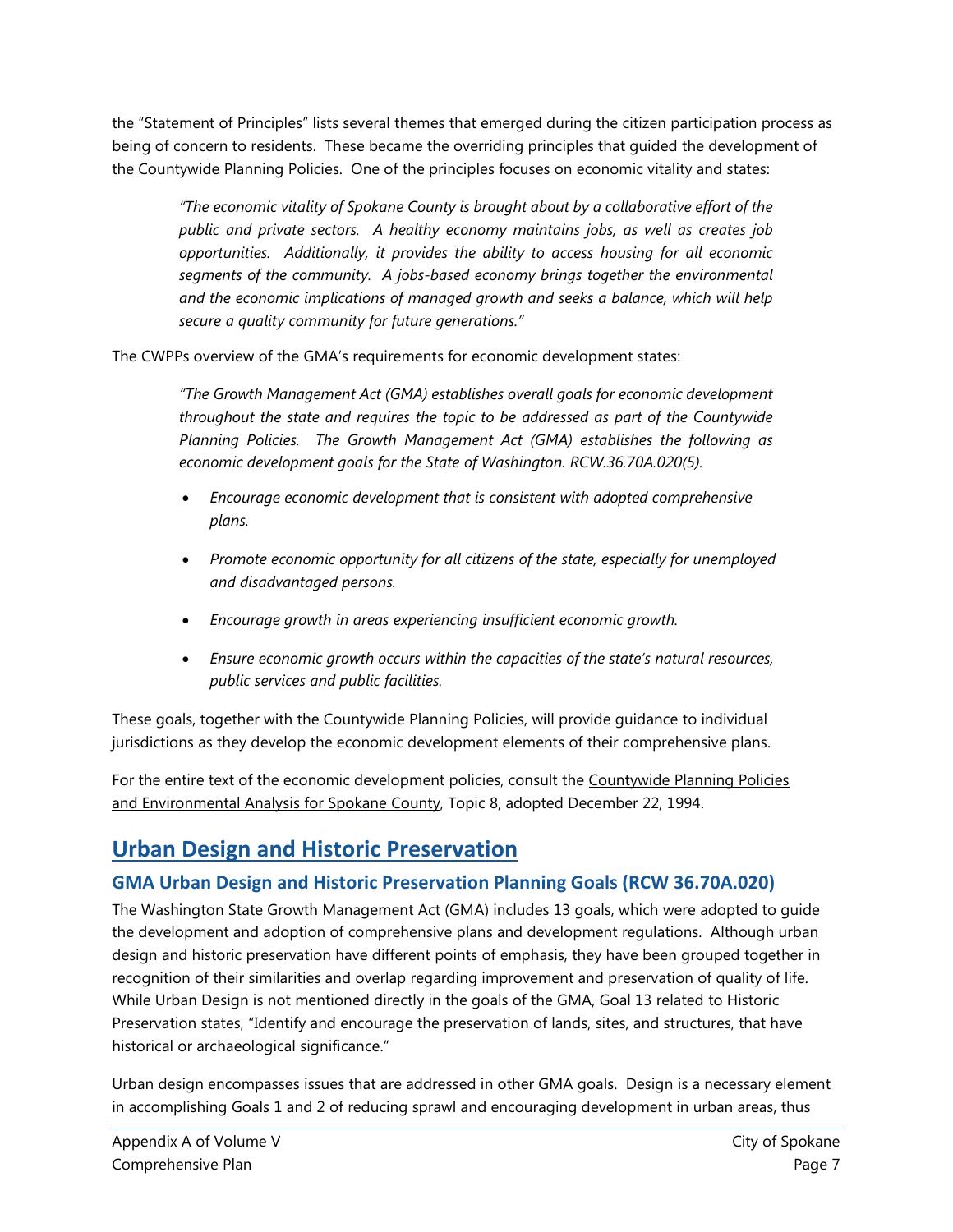the "Statement of Principles" lists several themes that emerged during the citizen participation process as being of concern to residents. These became the overriding principles that guided the development of the Countywide Planning Policies. One of the principles focuses on economic vitality and states:

> *"The economic vitality of Spokane County is brought about by a collaborative effort of the public and private sectors. A healthy economy maintains jobs, as well as creates job opportunities. Additionally, it provides the ability to access housing for all economic segments of the community. A jobs-based economy brings together the environmental and the economic implications of managed growth and seeks a balance, which will help secure a quality community for future generations."*

The CWPPs overview of the GMA's requirements for economic development states:

> *"The Growth Management Act (GMA) establishes overall goals for economic development throughout the state and requires the topic to be addressed as part of the Countywide Planning Policies. The Growth Management Act (GMA) establishes the following as economic development goals for the State of Washington. RCW.36.70A.020(5).*
>
> - *Encourage economic development that is consistent with adopted comprehensive plans.*
> - *Promote economic opportunity for all citizens of the state, especially for unemployed and disadvantaged persons.*
> - *Encourage growth in areas experiencing insufficient economic growth.*
> - *Ensure economic growth occurs within the capacities of the state's natural resources, public services and public facilities.*

These goals, together with the Countywide Planning Policies, will provide guidance to individual jurisdictions as they develop the economic development elements of their comprehensive plans.

For the entire text of the economic development policies, consult the Countywide Planning Policies and Environmental Analysis for Spokane County, Topic 8, adopted December 22, 1994.

## Urban Design and Historic Preservation

### GMA Urban Design and Historic Preservation Planning Goals (RCW 36.70A.020)

The Washington State Growth Management Act (GMA) includes 13 goals, which were adopted to guide the development and adoption of comprehensive plans and development regulations. Although urban design and historic preservation have different points of emphasis, they have been grouped together in recognition of their similarities and overlap regarding improvement and preservation of quality of life. While Urban Design is not mentioned directly in the goals of the GMA, Goal 13 related to Historic Preservation states, "Identify and encourage the preservation of lands, sites, and structures, that have historical or archaeological significance."

Urban design encompasses issues that are addressed in other GMA goals. Design is a necessary element in accomplishing Goals 1 and 2 of reducing sprawl and encouraging development in urban areas, thus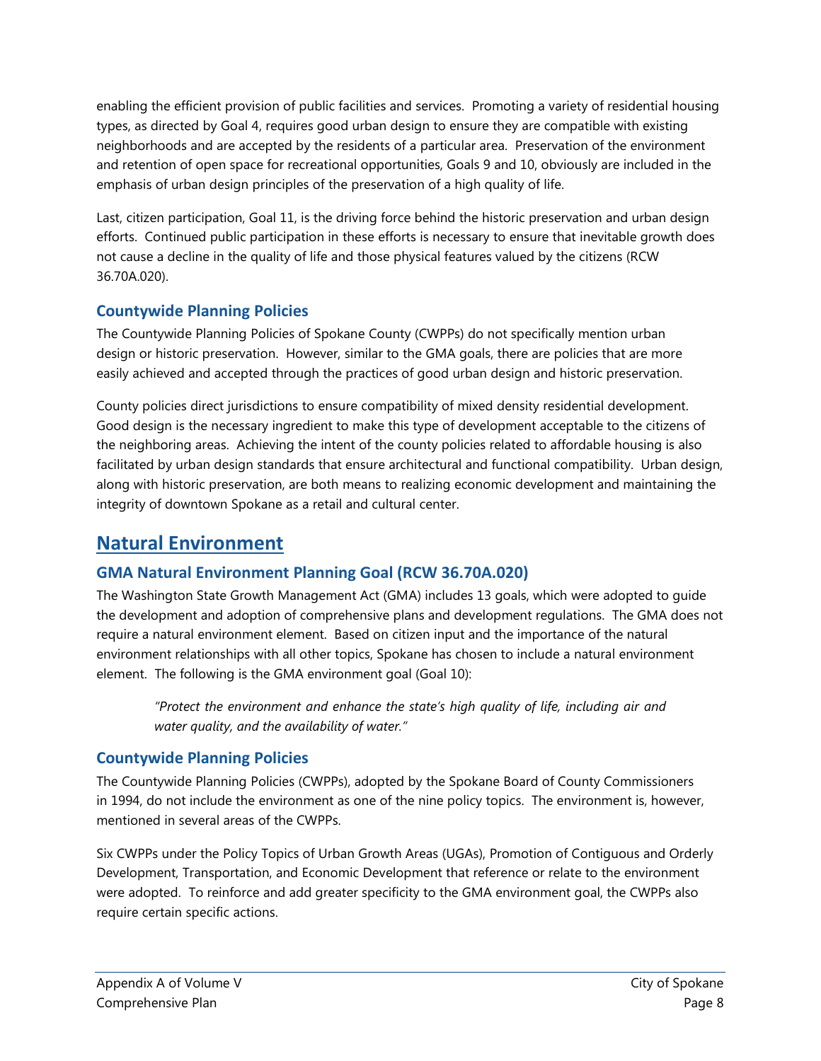enabling the efficient provision of public facilities and services. Promoting a variety of residential housing types, as directed by Goal 4, requires good urban design to ensure they are compatible with existing neighborhoods and are accepted by the residents of a particular area. Preservation of the environment and retention of open space for recreational opportunities, Goals 9 and 10, obviously are included in the emphasis of urban design principles of the preservation of a high quality of life.

Last, citizen participation, Goal 11, is the driving force behind the historic preservation and urban design efforts. Continued public participation in these efforts is necessary to ensure that inevitable growth does not cause a decline in the quality of life and those physical features valued by the citizens (RCW 36.70A.020).

### Countywide Planning Policies

The Countywide Planning Policies of Spokane County (CWPPs) do not specifically mention urban design or historic preservation. However, similar to the GMA goals, there are policies that are more easily achieved and accepted through the practices of good urban design and historic preservation.

County policies direct jurisdictions to ensure compatibility of mixed density residential development. Good design is the necessary ingredient to make this type of development acceptable to the citizens of the neighboring areas. Achieving the intent of the county policies related to affordable housing is also facilitated by urban design standards that ensure architectural and functional compatibility. Urban design, along with historic preservation, are both means to realizing economic development and maintaining the integrity of downtown Spokane as a retail and cultural center.

## Natural Environment

### GMA Natural Environment Planning Goal (RCW 36.70A.020)

The Washington State Growth Management Act (GMA) includes 13 goals, which were adopted to guide the development and adoption of comprehensive plans and development regulations. The GMA does not require a natural environment element. Based on citizen input and the importance of the natural environment relationships with all other topics, Spokane has chosen to include a natural environment element. The following is the GMA environment goal (Goal 10):

> *"Protect the environment and enhance the state's high quality of life, including air and water quality, and the availability of water."*

### Countywide Planning Policies

The Countywide Planning Policies (CWPPs), adopted by the Spokane Board of County Commissioners in 1994, do not include the environment as one of the nine policy topics. The environment is, however, mentioned in several areas of the CWPPs.

Six CWPPs under the Policy Topics of Urban Growth Areas (UGAs), Promotion of Contiguous and Orderly Development, Transportation, and Economic Development that reference or relate to the environment were adopted. To reinforce and add greater specificity to the GMA environment goal, the CWPPs also require certain specific actions.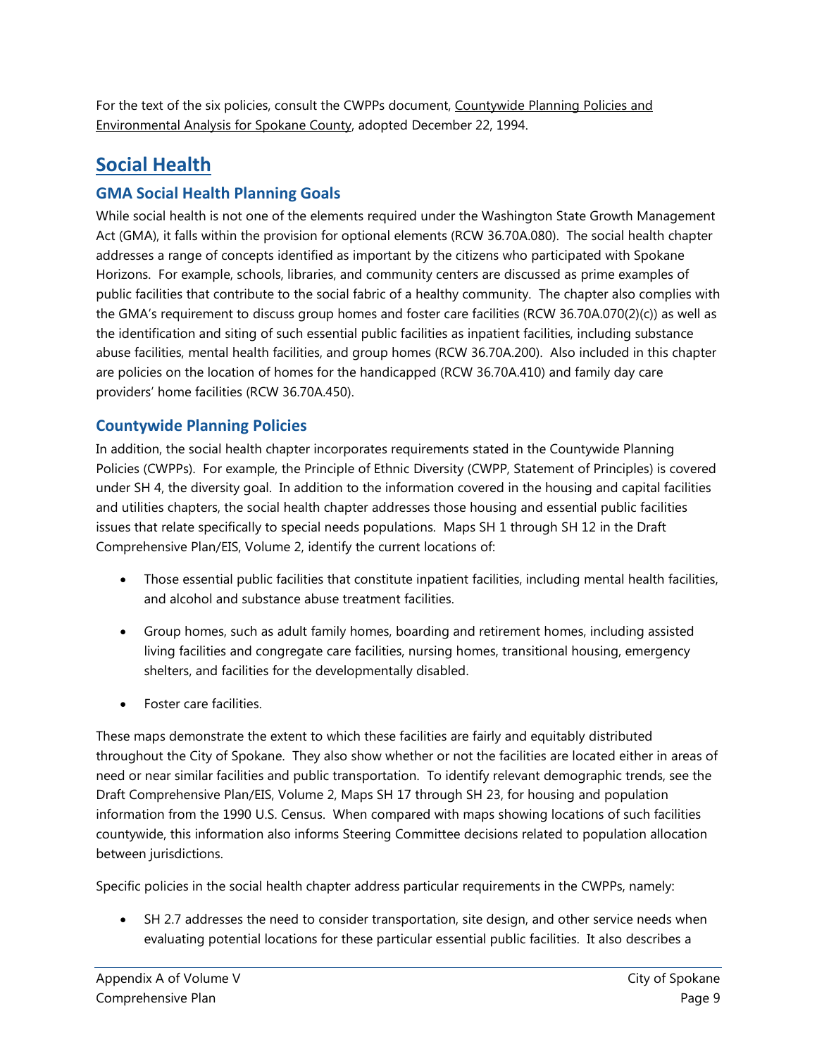For the text of the six policies, consult the CWPPs document, Countywide Planning Policies and Environmental Analysis for Spokane County, adopted December 22, 1994.

# Social Health

## GMA Social Health Planning Goals

While social health is not one of the elements required under the Washington State Growth Management Act (GMA), it falls within the provision for optional elements (RCW 36.70A.080). The social health chapter addresses a range of concepts identified as important by the citizens who participated with Spokane Horizons. For example, schools, libraries, and community centers are discussed as prime examples of public facilities that contribute to the social fabric of a healthy community. The chapter also complies with the GMA's requirement to discuss group homes and foster care facilities (RCW 36.70A.070(2)(c)) as well as the identification and siting of such essential public facilities as inpatient facilities, including substance abuse facilities, mental health facilities, and group homes (RCW 36.70A.200). Also included in this chapter are policies on the location of homes for the handicapped (RCW 36.70A.410) and family day care providers' home facilities (RCW 36.70A.450).

## Countywide Planning Policies

In addition, the social health chapter incorporates requirements stated in the Countywide Planning Policies (CWPPs). For example, the Principle of Ethnic Diversity (CWPP, Statement of Principles) is covered under SH 4, the diversity goal. In addition to the information covered in the housing and capital facilities and utilities chapters, the social health chapter addresses those housing and essential public facilities issues that relate specifically to special needs populations. Maps SH 1 through SH 12 in the Draft Comprehensive Plan/EIS, Volume 2, identify the current locations of:

- Those essential public facilities that constitute inpatient facilities, including mental health facilities, and alcohol and substance abuse treatment facilities.
- Group homes, such as adult family homes, boarding and retirement homes, including assisted living facilities and congregate care facilities, nursing homes, transitional housing, emergency shelters, and facilities for the developmentally disabled.
- Foster care facilities.

These maps demonstrate the extent to which these facilities are fairly and equitably distributed throughout the City of Spokane. They also show whether or not the facilities are located either in areas of need or near similar facilities and public transportation. To identify relevant demographic trends, see the Draft Comprehensive Plan/EIS, Volume 2, Maps SH 17 through SH 23, for housing and population information from the 1990 U.S. Census. When compared with maps showing locations of such facilities countywide, this information also informs Steering Committee decisions related to population allocation between jurisdictions.

Specific policies in the social health chapter address particular requirements in the CWPPs, namely:

- SH 2.7 addresses the need to consider transportation, site design, and other service needs when evaluating potential locations for these particular essential public facilities. It also describes a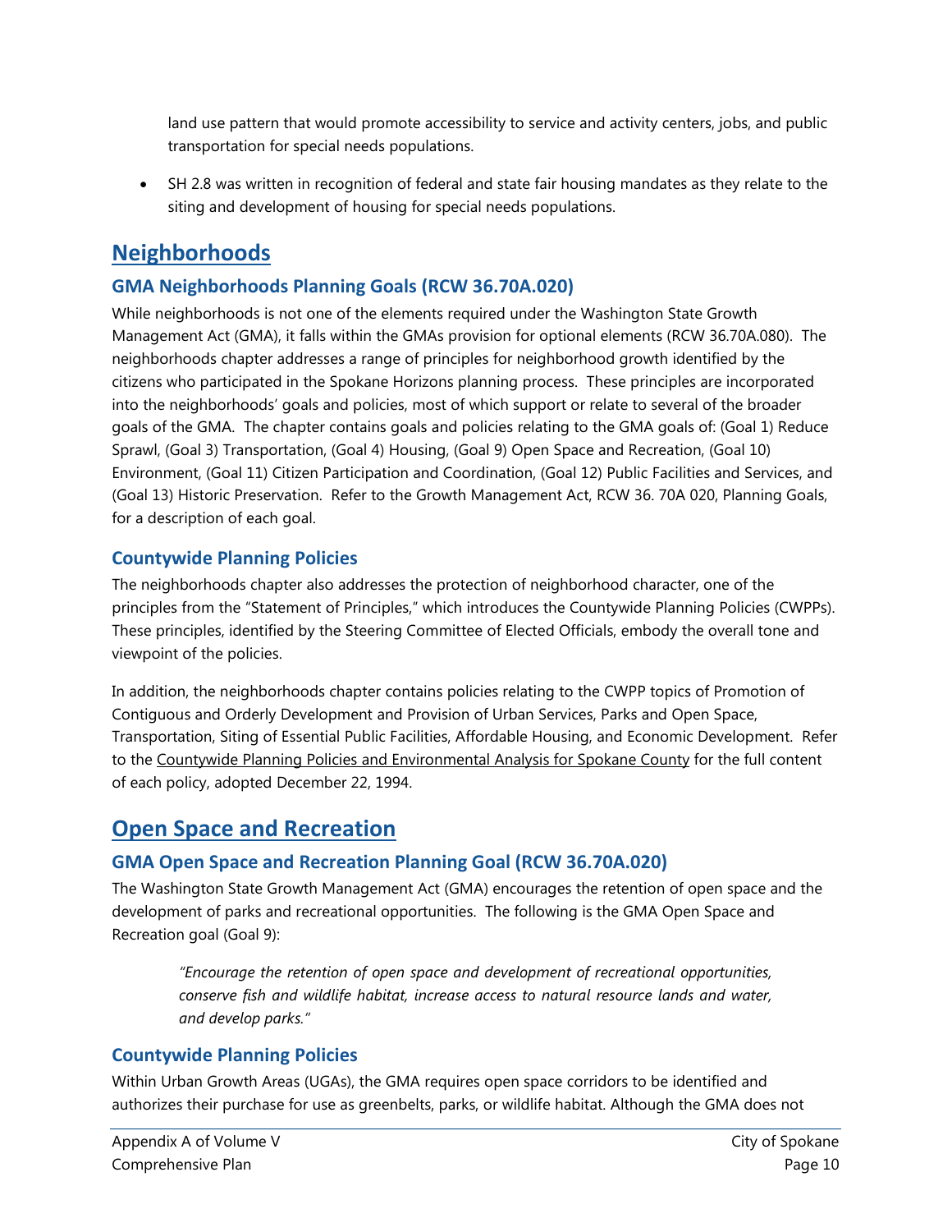land use pattern that would promote accessibility to service and activity centers, jobs, and public transportation for special needs populations.

- SH 2.8 was written in recognition of federal and state fair housing mandates as they relate to the siting and development of housing for special needs populations.

# Neighborhoods

## GMA Neighborhoods Planning Goals (RCW 36.70A.020)

While neighborhoods is not one of the elements required under the Washington State Growth Management Act (GMA), it falls within the GMAs provision for optional elements (RCW 36.70A.080). The neighborhoods chapter addresses a range of principles for neighborhood growth identified by the citizens who participated in the Spokane Horizons planning process. These principles are incorporated into the neighborhoods' goals and policies, most of which support or relate to several of the broader goals of the GMA. The chapter contains goals and policies relating to the GMA goals of: (Goal 1) Reduce Sprawl, (Goal 3) Transportation, (Goal 4) Housing, (Goal 9) Open Space and Recreation, (Goal 10) Environment, (Goal 11) Citizen Participation and Coordination, (Goal 12) Public Facilities and Services, and (Goal 13) Historic Preservation. Refer to the Growth Management Act, RCW 36. 70A 020, Planning Goals, for a description of each goal.

## Countywide Planning Policies

The neighborhoods chapter also addresses the protection of neighborhood character, one of the principles from the "Statement of Principles," which introduces the Countywide Planning Policies (CWPPs). These principles, identified by the Steering Committee of Elected Officials, embody the overall tone and viewpoint of the policies.

In addition, the neighborhoods chapter contains policies relating to the CWPP topics of Promotion of Contiguous and Orderly Development and Provision of Urban Services, Parks and Open Space, Transportation, Siting of Essential Public Facilities, Affordable Housing, and Economic Development. Refer to the Countywide Planning Policies and Environmental Analysis for Spokane County for the full content of each policy, adopted December 22, 1994.

# Open Space and Recreation

## GMA Open Space and Recreation Planning Goal (RCW 36.70A.020)

The Washington State Growth Management Act (GMA) encourages the retention of open space and the development of parks and recreational opportunities. The following is the GMA Open Space and Recreation goal (Goal 9):

> *"Encourage the retention of open space and development of recreational opportunities, conserve fish and wildlife habitat, increase access to natural resource lands and water, and develop parks."*

## Countywide Planning Policies

Within Urban Growth Areas (UGAs), the GMA requires open space corridors to be identified and authorizes their purchase for use as greenbelts, parks, or wildlife habitat. Although the GMA does not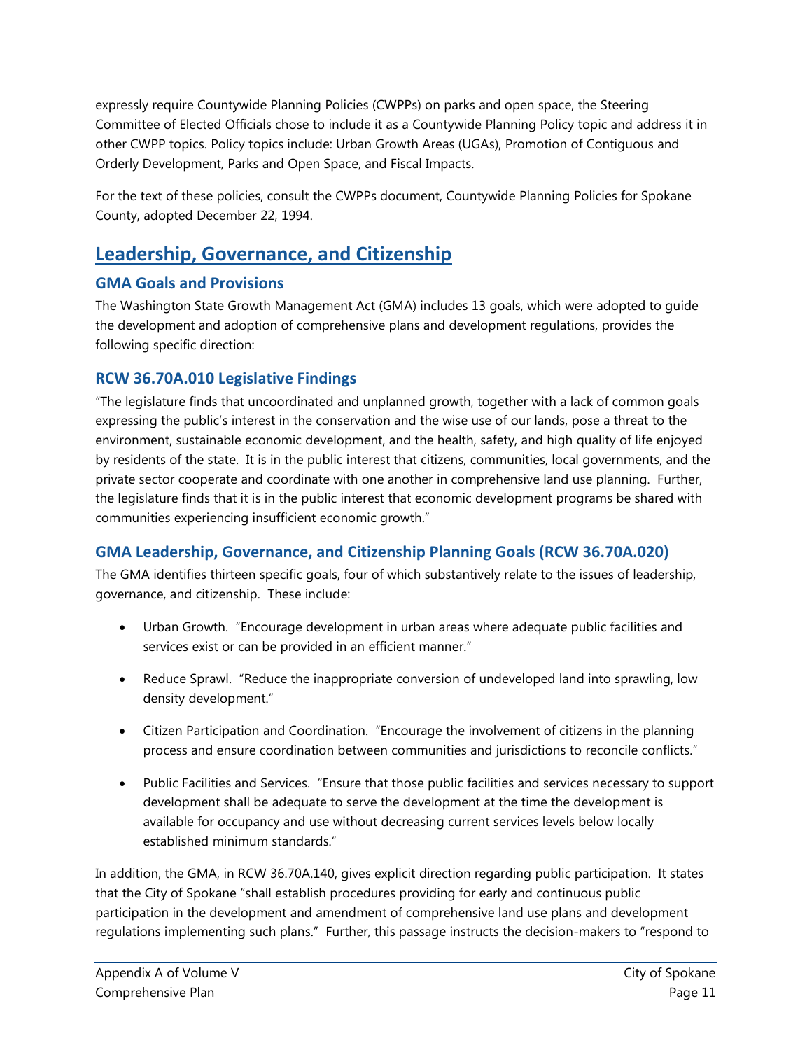expressly require Countywide Planning Policies (CWPPs) on parks and open space, the Steering Committee of Elected Officials chose to include it as a Countywide Planning Policy topic and address it in other CWPP topics. Policy topics include: Urban Growth Areas (UGAs), Promotion of Contiguous and Orderly Development, Parks and Open Space, and Fiscal Impacts.

For the text of these policies, consult the CWPPs document, Countywide Planning Policies for Spokane County, adopted December 22, 1994.

# Leadership, Governance, and Citizenship

## GMA Goals and Provisions

The Washington State Growth Management Act (GMA) includes 13 goals, which were adopted to guide the development and adoption of comprehensive plans and development regulations, provides the following specific direction:

## RCW 36.70A.010 Legislative Findings

"The legislature finds that uncoordinated and unplanned growth, together with a lack of common goals expressing the public's interest in the conservation and the wise use of our lands, pose a threat to the environment, sustainable economic development, and the health, safety, and high quality of life enjoyed by residents of the state. It is in the public interest that citizens, communities, local governments, and the private sector cooperate and coordinate with one another in comprehensive land use planning. Further, the legislature finds that it is in the public interest that economic development programs be shared with communities experiencing insufficient economic growth."

## GMA Leadership, Governance, and Citizenship Planning Goals (RCW 36.70A.020)

The GMA identifies thirteen specific goals, four of which substantively relate to the issues of leadership, governance, and citizenship. These include:

- Urban Growth. "Encourage development in urban areas where adequate public facilities and services exist or can be provided in an efficient manner."
- Reduce Sprawl. "Reduce the inappropriate conversion of undeveloped land into sprawling, low density development."
- Citizen Participation and Coordination. "Encourage the involvement of citizens in the planning process and ensure coordination between communities and jurisdictions to reconcile conflicts."
- Public Facilities and Services. "Ensure that those public facilities and services necessary to support development shall be adequate to serve the development at the time the development is available for occupancy and use without decreasing current services levels below locally established minimum standards."

In addition, the GMA, in RCW 36.70A.140, gives explicit direction regarding public participation. It states that the City of Spokane "shall establish procedures providing for early and continuous public participation in the development and amendment of comprehensive land use plans and development regulations implementing such plans." Further, this passage instructs the decision-makers to "respond to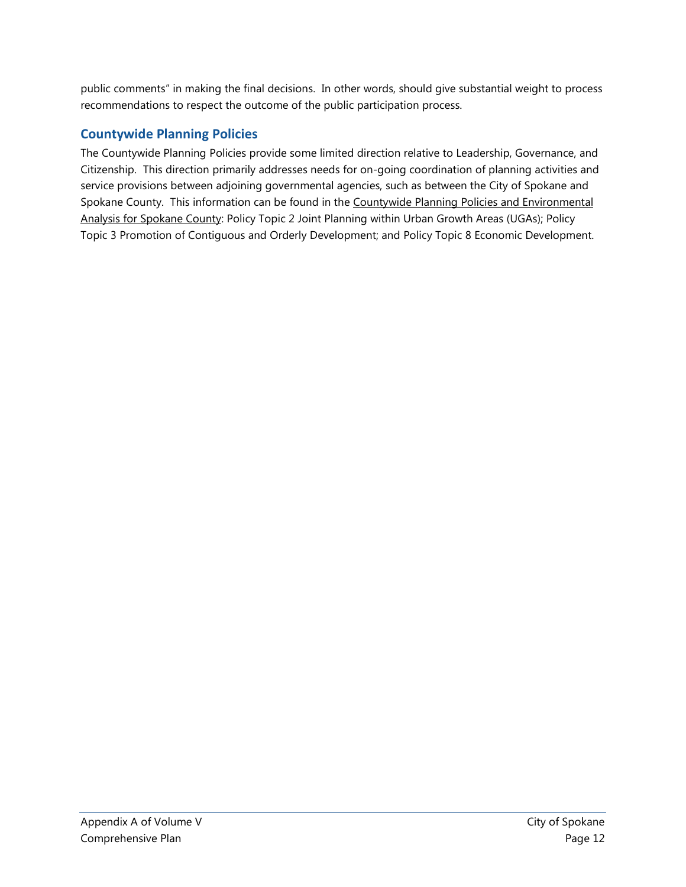public comments" in making the final decisions. In other words, should give substantial weight to process recommendations to respect the outcome of the public participation process.

## Countywide Planning Policies

The Countywide Planning Policies provide some limited direction relative to Leadership, Governance, and Citizenship. This direction primarily addresses needs for on-going coordination of planning activities and service provisions between adjoining governmental agencies, such as between the City of Spokane and Spokane County. This information can be found in the Countywide Planning Policies and Environmental Analysis for Spokane County: Policy Topic 2 Joint Planning within Urban Growth Areas (UGAs); Policy Topic 3 Promotion of Contiguous and Orderly Development; and Policy Topic 8 Economic Development.